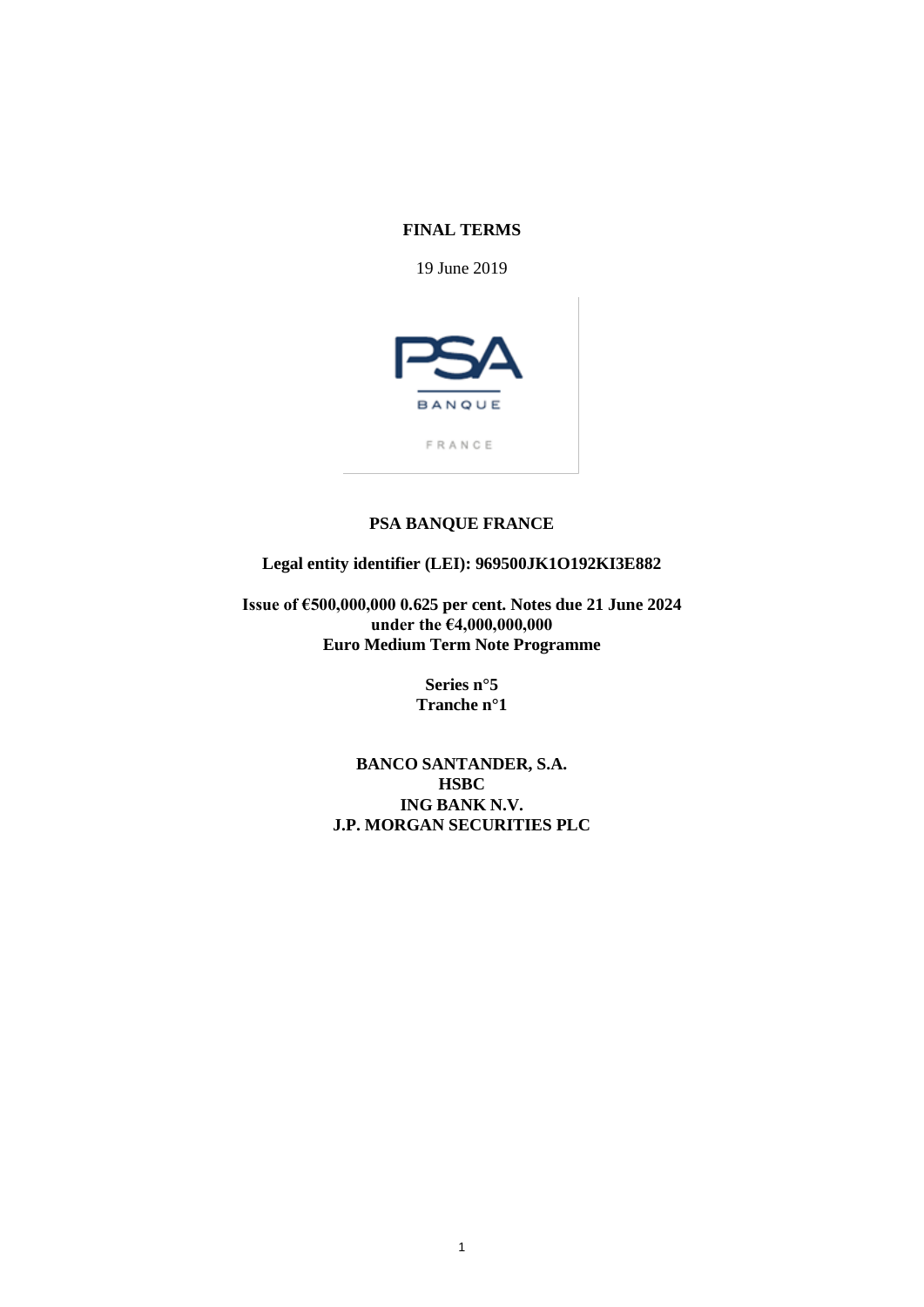# FINAL TERMS

19 June 2019

PSA BANQUE FRANCE

## PSA BANQUE FRANCE

**Legal entity identifier (LEI): 969500JK1O192KI3E882**

**Issue of €500,000,000 0.625 per cent. Notes due 21 June 2024**
**under the €4,000,000,000**
**Euro Medium Term Note Programme**

**Series n°5**
**Tranche n°1**

**BANCO SANTANDER, S.A.**
**HSBC**
**ING BANK N.V.**
**J.P. MORGAN SECURITIES PLC**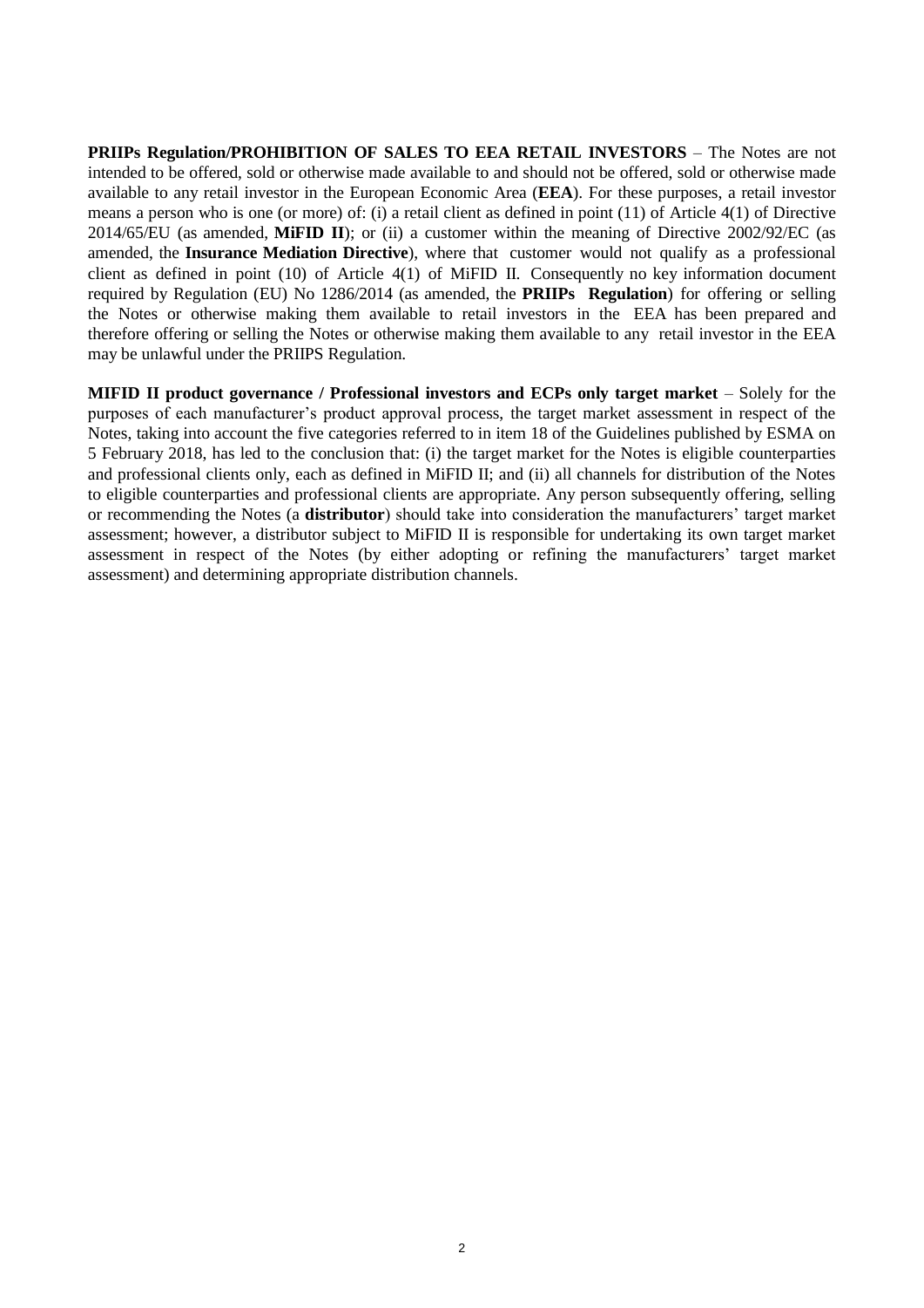**PRIIPs Regulation/PROHIBITION OF SALES TO EEA RETAIL INVESTORS** – The Notes are not intended to be offered, sold or otherwise made available to and should not be offered, sold or otherwise made available to any retail investor in the European Economic Area (**EEA**). For these purposes, a retail investor means a person who is one (or more) of: (i) a retail client as defined in point (11) of Article 4(1) of Directive 2014/65/EU (as amended, **MiFID II**); or (ii) a customer within the meaning of Directive 2002/92/EC (as amended, the **Insurance Mediation Directive**), where that customer would not qualify as a professional client as defined in point (10) of Article 4(1) of MiFID II. Consequently no key information document required by Regulation (EU) No 1286/2014 (as amended, the **PRIIPs Regulation**) for offering or selling the Notes or otherwise making them available to retail investors in the EEA has been prepared and therefore offering or selling the Notes or otherwise making them available to any retail investor in the EEA may be unlawful under the PRIIPS Regulation.

**MIFID II product governance / Professional investors and ECPs only target market** – Solely for the purposes of each manufacturer's product approval process, the target market assessment in respect of the Notes, taking into account the five categories referred to in item 18 of the Guidelines published by ESMA on 5 February 2018, has led to the conclusion that: (i) the target market for the Notes is eligible counterparties and professional clients only, each as defined in MiFID II; and (ii) all channels for distribution of the Notes to eligible counterparties and professional clients are appropriate. Any person subsequently offering, selling or recommending the Notes (a **distributor**) should take into consideration the manufacturers' target market assessment; however, a distributor subject to MiFID II is responsible for undertaking its own target market assessment in respect of the Notes (by either adopting or refining the manufacturers' target market assessment) and determining appropriate distribution channels.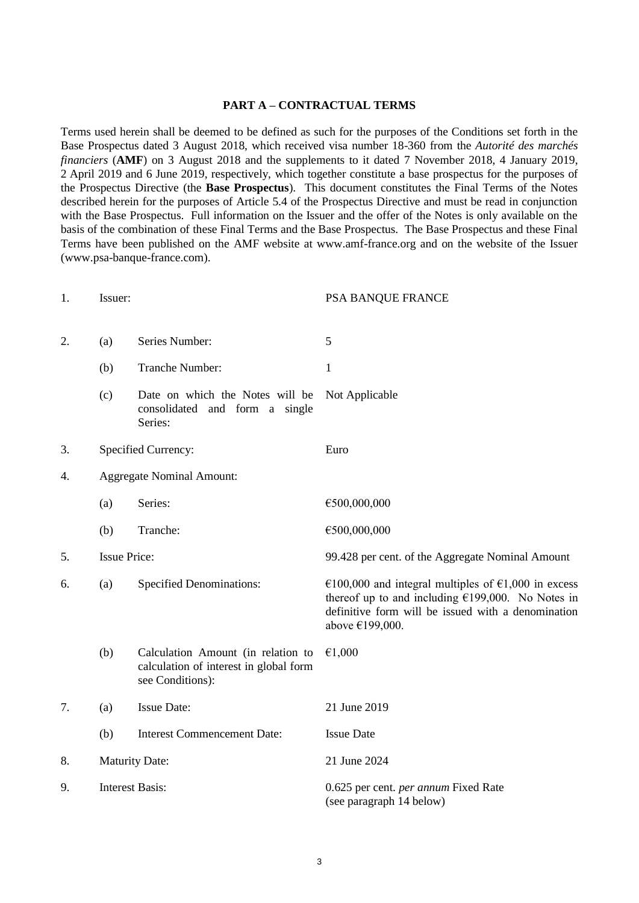**PART A – CONTRACTUAL TERMS**

Terms used herein shall be deemed to be defined as such for the purposes of the Conditions set forth in the Base Prospectus dated 3 August 2018, which received visa number 18-360 from the *Autorité des marchés financiers* (**AMF**) on 3 August 2018 and the supplements to it dated 7 November 2018, 4 January 2019, 2 April 2019 and 6 June 2019, respectively, which together constitute a base prospectus for the purposes of the Prospectus Directive (the **Base Prospectus**). This document constitutes the Final Terms of the Notes described herein for the purposes of Article 5.4 of the Prospectus Directive and must be read in conjunction with the Base Prospectus. Full information on the Issuer and the offer of the Notes is only available on the basis of the combination of these Final Terms and the Base Prospectus. The Base Prospectus and these Final Terms have been published on the AMF website at www.amf-france.org and on the website of the Issuer (www.psa-banque-france.com).

| | | | |
|---|---|---|---|
| 1. | Issuer: | | PSA BANQUE FRANCE |
| 2. | (a) | Series Number: | 5 |
| | (b) | Tranche Number: | 1 |
| | (c) | Date on which the Notes will be consolidated and form a single Series: | Not Applicable |
| 3. | Specified Currency: | | Euro |
| 4. | Aggregate Nominal Amount: | | |
| | (a) | Series: | €500,000,000 |
| | (b) | Tranche: | €500,000,000 |
| 5. | Issue Price: | | 99.428 per cent. of the Aggregate Nominal Amount |
| 6. | (a) | Specified Denominations: | €100,000 and integral multiples of €1,000 in excess thereof up to and including €199,000. No Notes in definitive form will be issued with a denomination above €199,000. |
| | (b) | Calculation Amount (in relation to calculation of interest in global form see Conditions): | €1,000 |
| 7. | (a) | Issue Date: | 21 June 2019 |
| | (b) | Interest Commencement Date: | Issue Date |
| 8. | Maturity Date: | | 21 June 2024 |
| 9. | Interest Basis: | | 0.625 per cent. *per annum* Fixed Rate (see paragraph 14 below) |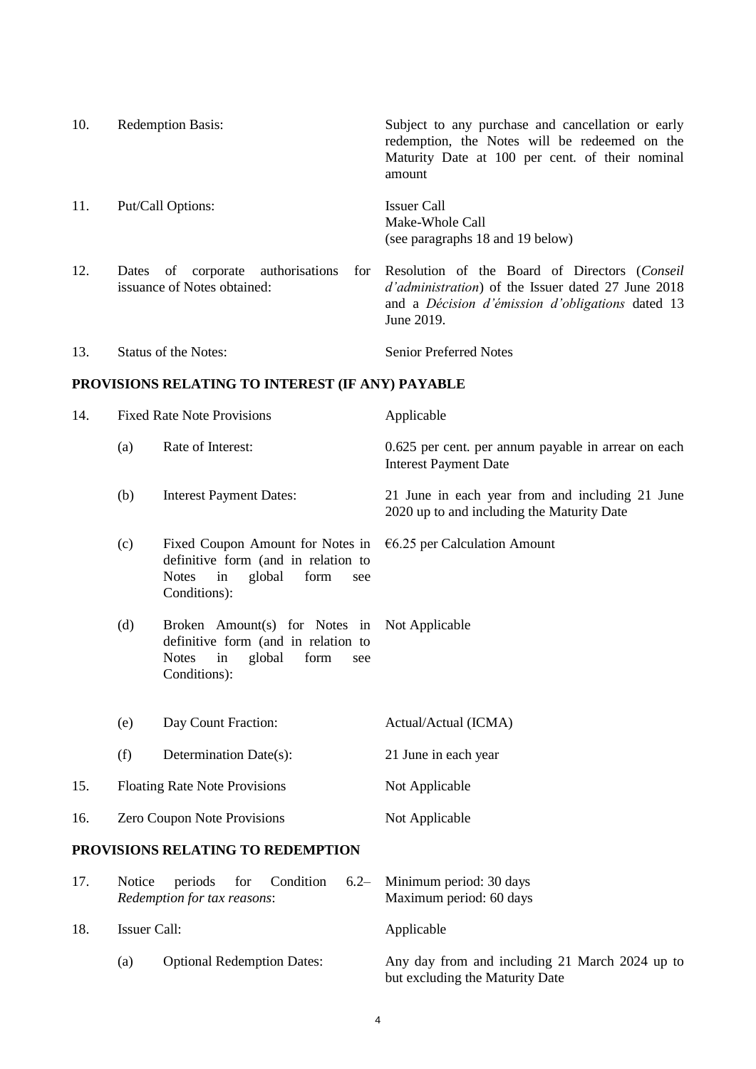| | | | |
|---|---|---|---|
| 10. | Redemption Basis: | | Subject to any purchase and cancellation or early redemption, the Notes will be redeemed on the Maturity Date at 100 per cent. of their nominal amount |
| 11. | Put/Call Options: | | Issuer Call<br>Make-Whole Call<br>(see paragraphs 18 and 19 below) |
| 12. | Dates of corporate authorisations for issuance of Notes obtained: | | Resolution of the Board of Directors (*Conseil d'administration*) of the Issuer dated 27 June 2018 and a *Décision d'émission d'obligations* dated 13 June 2019. |
| 13. | Status of the Notes: | | Senior Preferred Notes |

**PROVISIONS RELATING TO INTEREST (IF ANY) PAYABLE**

| | | | |
|---|---|---|---|
| 14. | Fixed Rate Note Provisions | | Applicable |
| | (a) | Rate of Interest: | 0.625 per cent. per annum payable in arrear on each Interest Payment Date |
| | (b) | Interest Payment Dates: | 21 June in each year from and including 21 June 2020 up to and including the Maturity Date |
| | (c) | Fixed Coupon Amount for Notes in definitive form (and in relation to Notes in global form see Conditions): | €6.25 per Calculation Amount |
| | (d) | Broken Amount(s) for Notes in definitive form (and in relation to Notes in global form see Conditions): | Not Applicable |
| | (e) | Day Count Fraction: | Actual/Actual (ICMA) |
| | (f) | Determination Date(s): | 21 June in each year |
| 15. | Floating Rate Note Provisions | | Not Applicable |
| 16. | Zero Coupon Note Provisions | | Not Applicable |

**PROVISIONS RELATING TO REDEMPTION**

| | | | |
|---|---|---|---|
| 17. | Notice periods for Condition 6.2– *Redemption for tax reasons*: | | Minimum period: 30 days<br>Maximum period: 60 days |
| 18. | Issuer Call: | | Applicable |
| | (a) | Optional Redemption Dates: | Any day from and including 21 March 2024 up to but excluding the Maturity Date |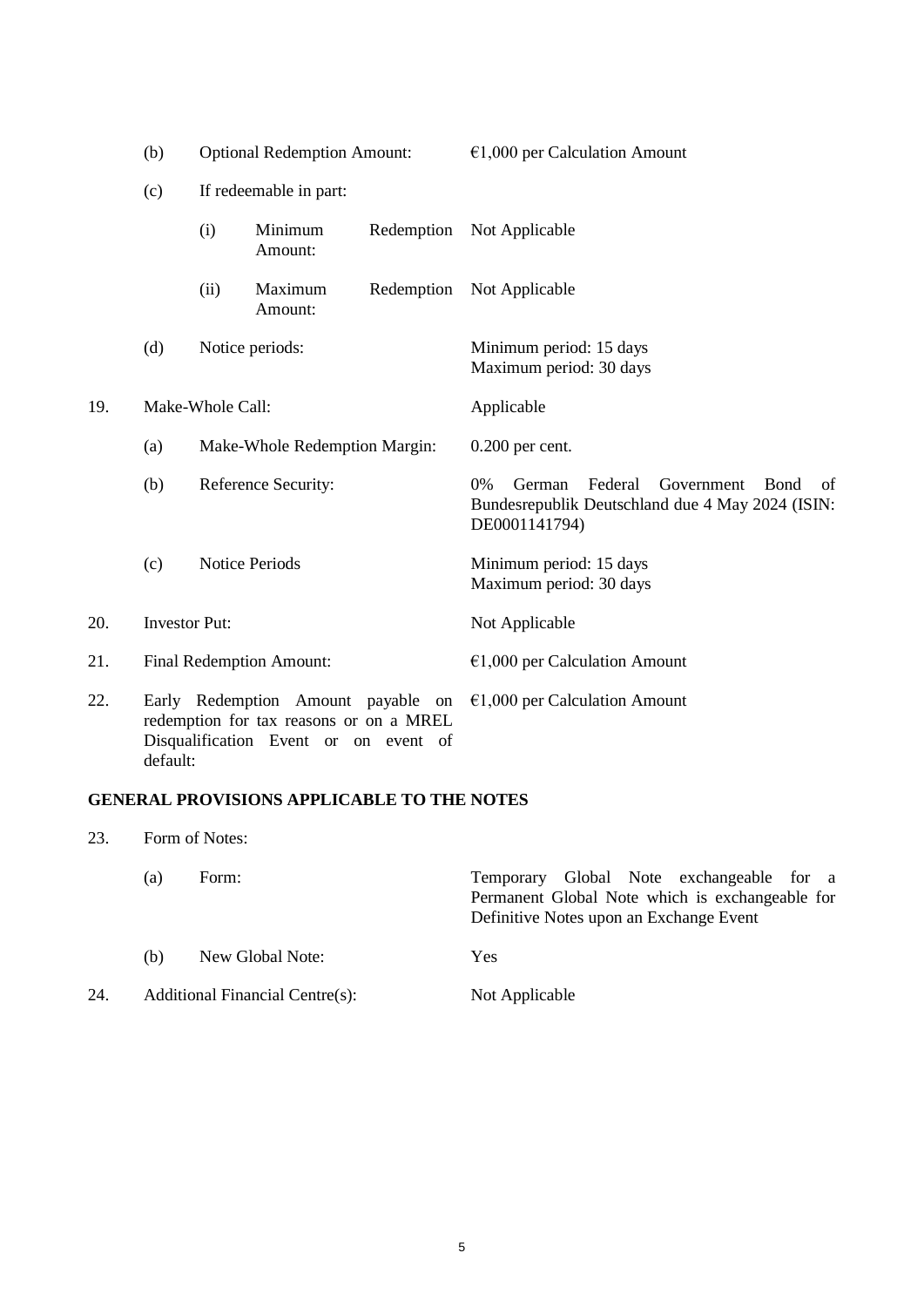| | | | |
|---|---|---|---|
| | (b) | Optional Redemption Amount: | €1,000 per Calculation Amount |
| | (c) | If redeemable in part: | |
| | | (i) Minimum Redemption Amount: | Not Applicable |
| | | (ii) Maximum Redemption Amount: | Not Applicable |
| | (d) | Notice periods: | Minimum period: 15 days<br>Maximum period: 30 days |
| 19. | Make-Whole Call: | | Applicable |
| | (a) | Make-Whole Redemption Margin: | 0.200 per cent. |
| | (b) | Reference Security: | 0% German Federal Government Bond of Bundesrepublik Deutschland due 4 May 2024 (ISIN: DE0001141794) |
| | (c) | Notice Periods | Minimum period: 15 days<br>Maximum period: 30 days |
| 20. | Investor Put: | | Not Applicable |
| 21. | Final Redemption Amount: | | €1,000 per Calculation Amount |
| 22. | Early Redemption Amount payable on redemption for tax reasons or on a MREL Disqualification Event or on event of default: | | €1,000 per Calculation Amount |

## GENERAL PROVISIONS APPLICABLE TO THE NOTES

| | | | |
|---|---|---|---|
| 23. | Form of Notes: | | |
| | (a) | Form: | Temporary Global Note exchangeable for a Permanent Global Note which is exchangeable for Definitive Notes upon an Exchange Event |
| | (b) | New Global Note: | Yes |
| 24. | Additional Financial Centre(s): | | Not Applicable |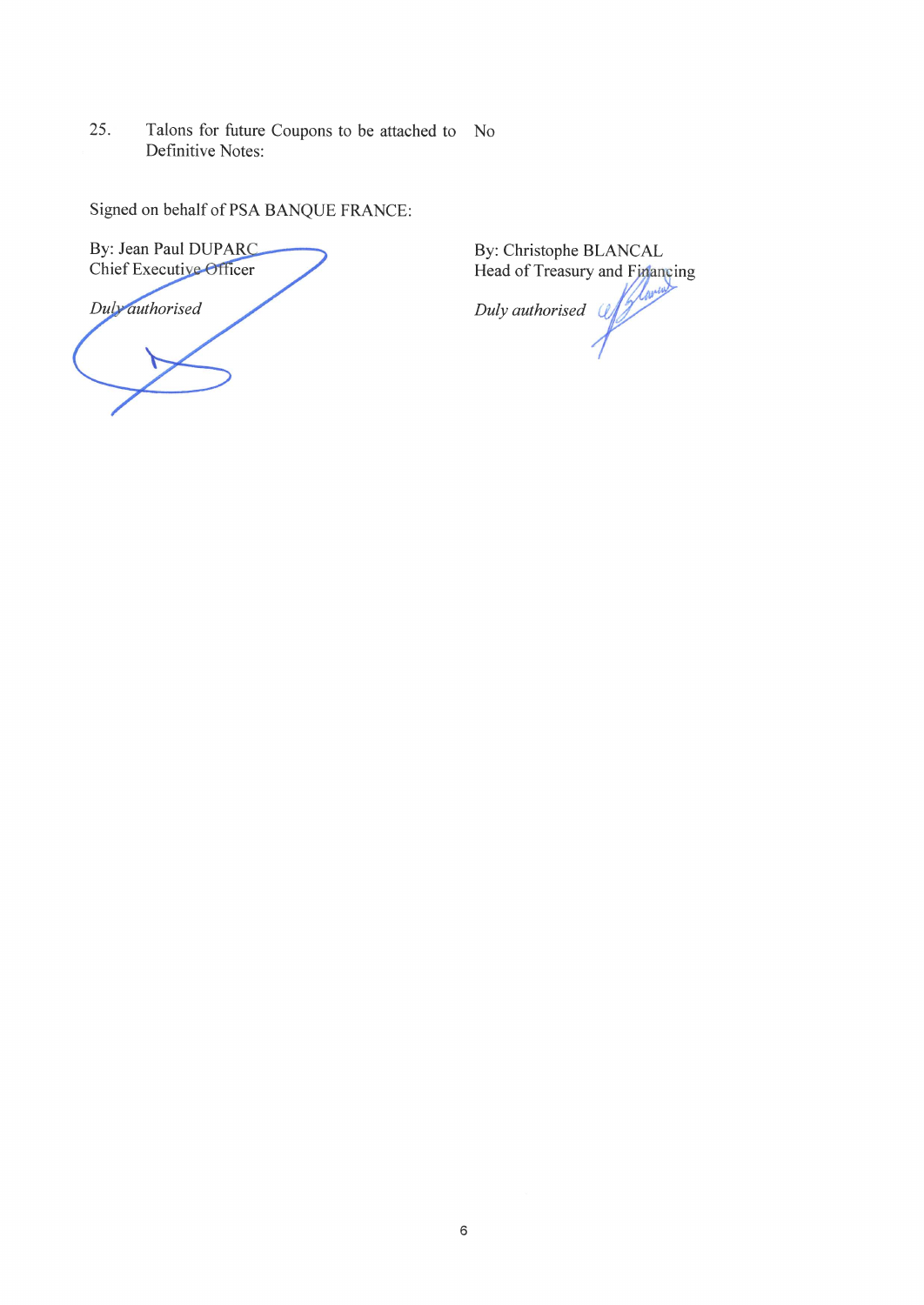| | | |
|---|---|---|
| 25. | Talons for future Coupons to be attached to Definitive Notes: | No |

Signed on behalf of PSA BANQUE FRANCE:

By: Jean Paul DUPARC
Chief Executive Officer

*Duly authorised*

By: Christophe BLANCAL
Head of Treasury and Financing

*Duly authorised*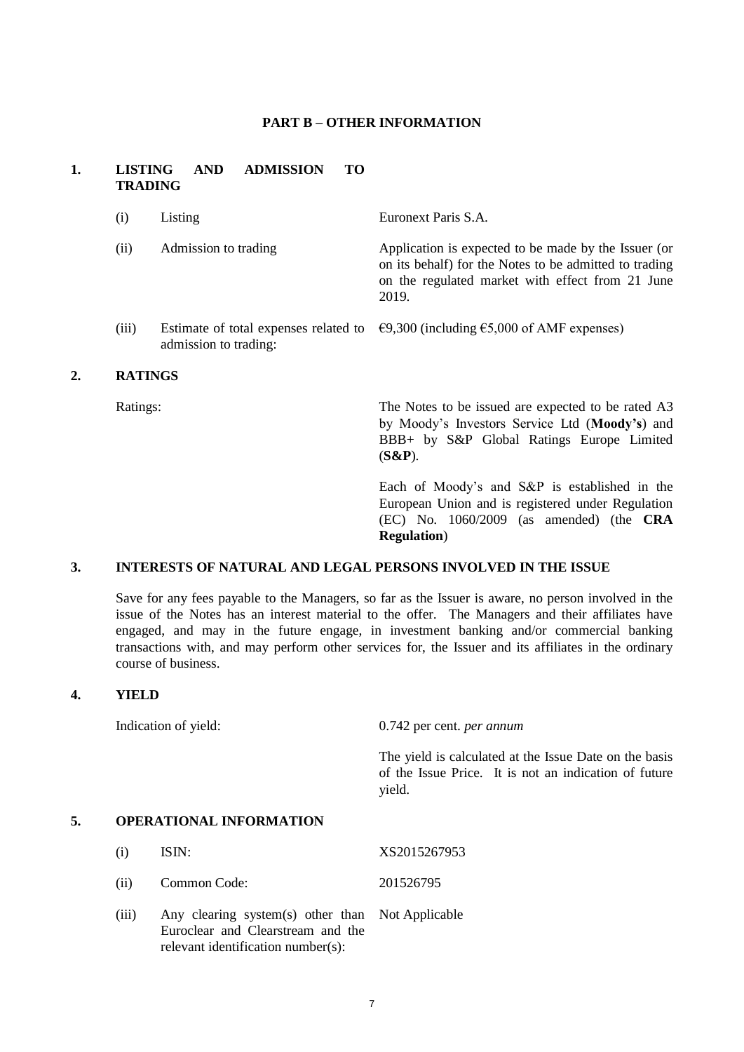## PART B – OTHER INFORMATION

### 1. LISTING AND ADMISSION TO TRADING

| | | |
|---|---|---|
| (i) | Listing | Euronext Paris S.A. |
| (ii) | Admission to trading | Application is expected to be made by the Issuer (or on its behalf) for the Notes to be admitted to trading on the regulated market with effect from 21 June 2019. |
| (iii) | Estimate of total expenses related to admission to trading: | €9,300 (including €5,000 of AMF expenses) |

### 2. RATINGS

| | |
|---|---|
| Ratings: | The Notes to be issued are expected to be rated A3 by Moody's Investors Service Ltd (**Moody's**) and BBB+ by S&P Global Ratings Europe Limited (**S&P**).<br><br>Each of Moody's and S&P is established in the European Union and is registered under Regulation (EC) No. 1060/2009 (as amended) (the **CRA Regulation**) |

### 3. INTERESTS OF NATURAL AND LEGAL PERSONS INVOLVED IN THE ISSUE

Save for any fees payable to the Managers, so far as the Issuer is aware, no person involved in the issue of the Notes has an interest material to the offer. The Managers and their affiliates have engaged, and may in the future engage, in investment banking and/or commercial banking transactions with, and may perform other services for, the Issuer and its affiliates in the ordinary course of business.

### 4. YIELD

| | |
|---|---|
| Indication of yield: | 0.742 per cent. *per annum*<br><br>The yield is calculated at the Issue Date on the basis of the Issue Price. It is not an indication of future yield. |

### 5. OPERATIONAL INFORMATION

| | | |
|---|---|---|
| (i) | ISIN: | XS2015267953 |
| (ii) | Common Code: | 201526795 |
| (iii) | Any clearing system(s) other than Euroclear and Clearstream and the relevant identification number(s): | Not Applicable |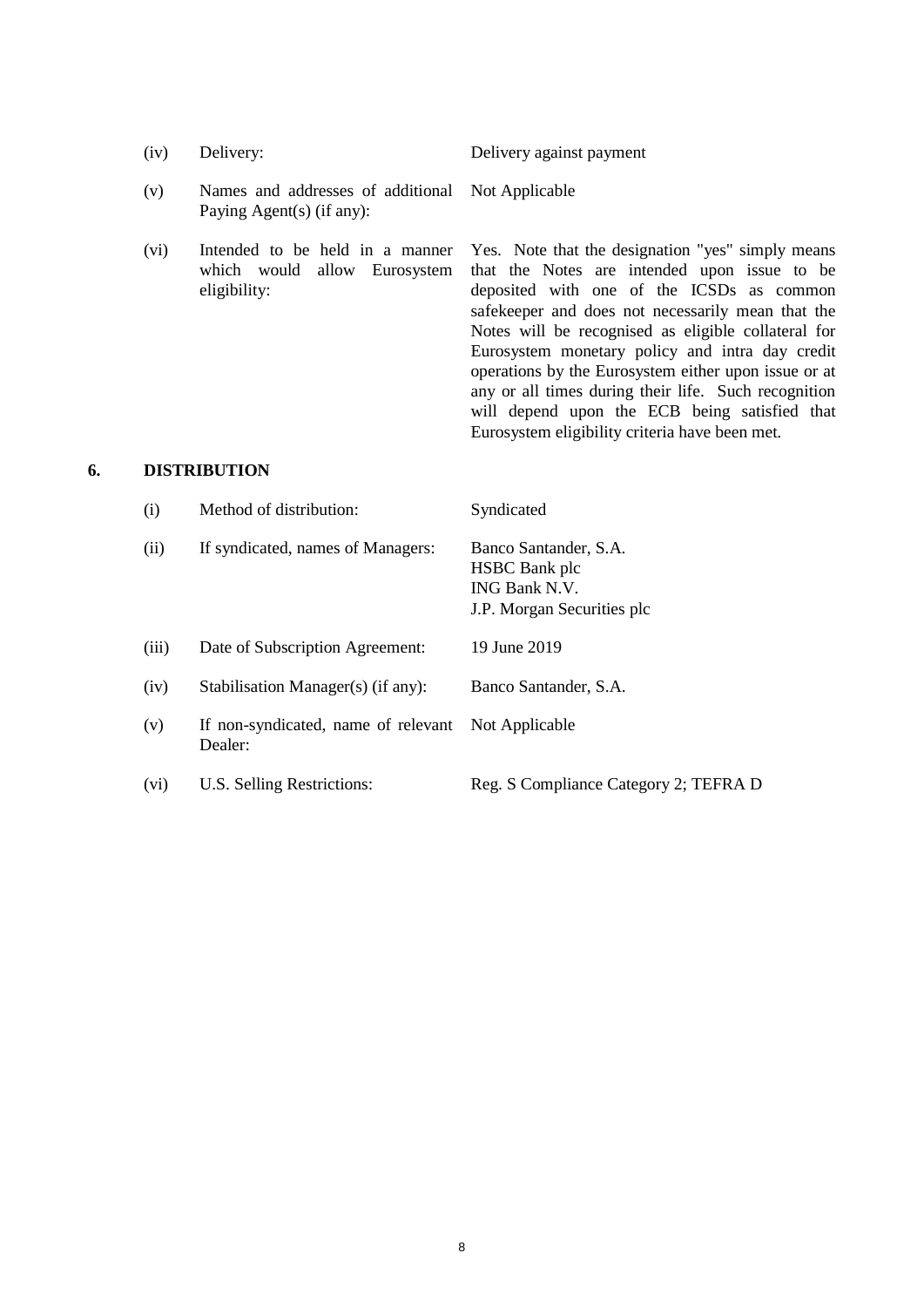| | | |
|---|---|---|
| (iv) | Delivery: | Delivery against payment |
| (v) | Names and addresses of additional Paying Agent(s) (if any): | Not Applicable |
| (vi) | Intended to be held in a manner which would allow Eurosystem eligibility: | Yes. Note that the designation "yes" simply means that the Notes are intended upon issue to be deposited with one of the ICSDs as common safekeeper and does not necessarily mean that the Notes will be recognised as eligible collateral for Eurosystem monetary policy and intra day credit operations by the Eurosystem either upon issue or at any or all times during their life. Such recognition will depend upon the ECB being satisfied that Eurosystem eligibility criteria have been met. |

## 6. DISTRIBUTION

| | | |
|---|---|---|
| (i) | Method of distribution: | Syndicated |
| (ii) | If syndicated, names of Managers: | Banco Santander, S.A.<br>HSBC Bank plc<br>ING Bank N.V.<br>J.P. Morgan Securities plc |
| (iii) | Date of Subscription Agreement: | 19 June 2019 |
| (iv) | Stabilisation Manager(s) (if any): | Banco Santander, S.A. |
| (v) | If non-syndicated, name of relevant Dealer: | Not Applicable |
| (vi) | U.S. Selling Restrictions: | Reg. S Compliance Category 2; TEFRA D |